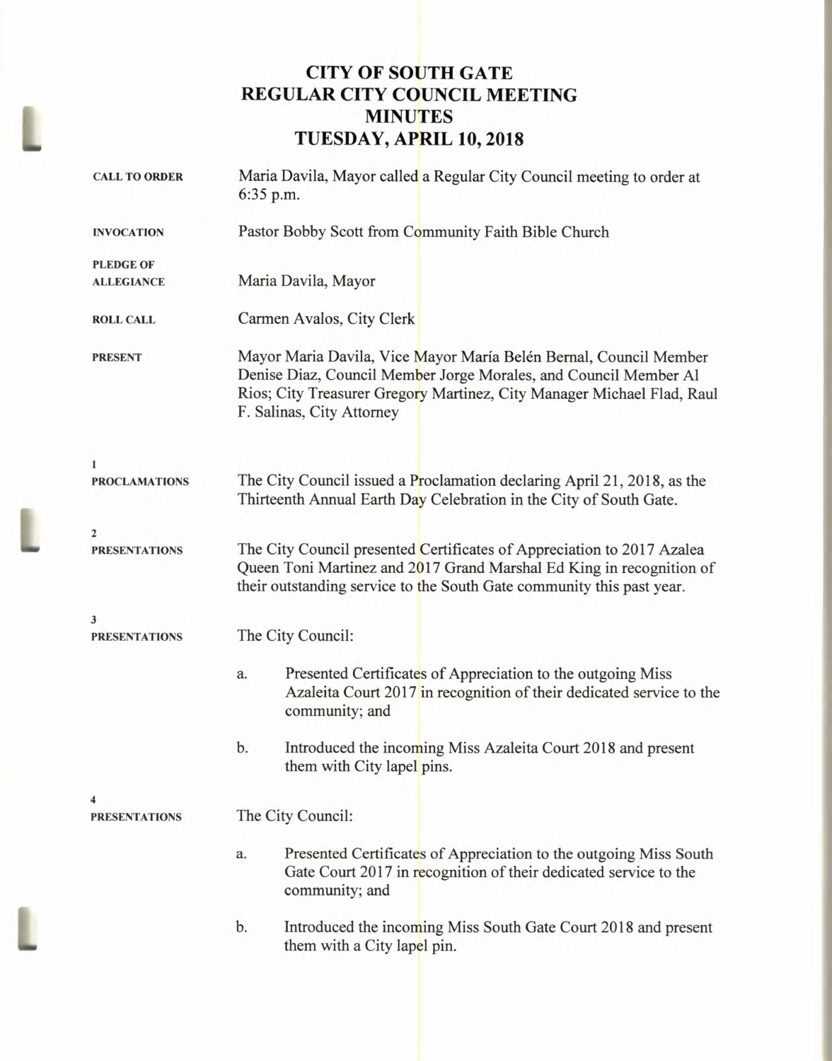# CITY OF SOUTH GATE
# REGULAR CITY COUNCIL MEETING
# MINUTES
# TUESDAY, APRIL 10, 2018

**CALL TO ORDER**

Maria Davila, Mayor called a Regular City Council meeting to order at 6:35 p.m.

**INVOCATION**

Pastor Bobby Scott from Community Faith Bible Church

**PLEDGE OF ALLEGIANCE**

Maria Davila, Mayor

**ROLL CALL**

Carmen Avalos, City Clerk

**PRESENT**

Mayor Maria Davila, Vice Mayor María Belén Bernal, Council Member Denise Diaz, Council Member Jorge Morales, and Council Member Al Rios; City Treasurer Gregory Martinez, City Manager Michael Flad, Raul F. Salinas, City Attorney

**1**
**PROCLAMATIONS**

The City Council issued a Proclamation declaring April 21, 2018, as the Thirteenth Annual Earth Day Celebration in the City of South Gate.

**2**
**PRESENTATIONS**

The City Council presented Certificates of Appreciation to 2017 Azalea Queen Toni Martinez and 2017 Grand Marshal Ed King in recognition of their outstanding service to the South Gate community this past year.

**3**
**PRESENTATIONS**

The City Council:

a. Presented Certificates of Appreciation to the outgoing Miss Azaleita Court 2017 in recognition of their dedicated service to the community; and

b. Introduced the incoming Miss Azaleita Court 2018 and present them with City lapel pins.

**4**
**PRESENTATIONS**

The City Council:

a. Presented Certificates of Appreciation to the outgoing Miss South Gate Court 2017 in recognition of their dedicated service to the community; and

b. Introduced the incoming Miss South Gate Court 2018 and present them with a City lapel pin.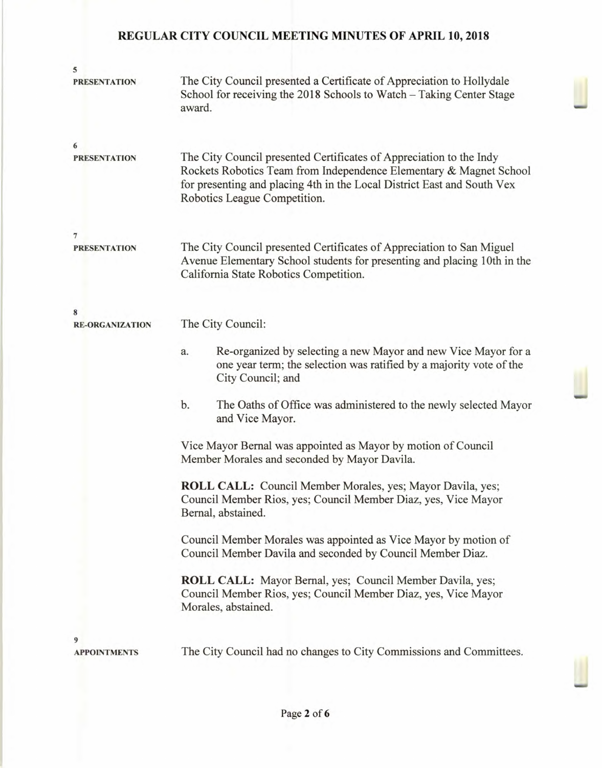**5**
**PRESENTATION**

The City Council presented a Certificate of Appreciation to Hollydale School for receiving the 2018 Schools to Watch – Taking Center Stage award.

**6**
**PRESENTATION**

The City Council presented Certificates of Appreciation to the Indy Rockets Robotics Team from Independence Elementary & Magnet School for presenting and placing 4th in the Local District East and South Vex Robotics League Competition.

**7**
**PRESENTATION**

The City Council presented Certificates of Appreciation to San Miguel Avenue Elementary School students for presenting and placing 10th in the California State Robotics Competition.

**8**
**RE-ORGANIZATION**

The City Council:

a. Re-organized by selecting a new Mayor and new Vice Mayor for a one year term; the selection was ratified by a majority vote of the City Council; and

b. The Oaths of Office was administered to the newly selected Mayor and Vice Mayor.

Vice Mayor Bernal was appointed as Mayor by motion of Council Member Morales and seconded by Mayor Davila.

**ROLL CALL:** Council Member Morales, yes; Mayor Davila, yes; Council Member Rios, yes; Council Member Diaz, yes, Vice Mayor Bernal, abstained.

Council Member Morales was appointed as Vice Mayor by motion of Council Member Davila and seconded by Council Member Diaz.

**ROLL CALL:** Mayor Bernal, yes; Council Member Davila, yes; Council Member Rios, yes; Council Member Diaz, yes, Vice Mayor Morales, abstained.

**9**
**APPOINTMENTS**

The City Council had no changes to City Commissions and Committees.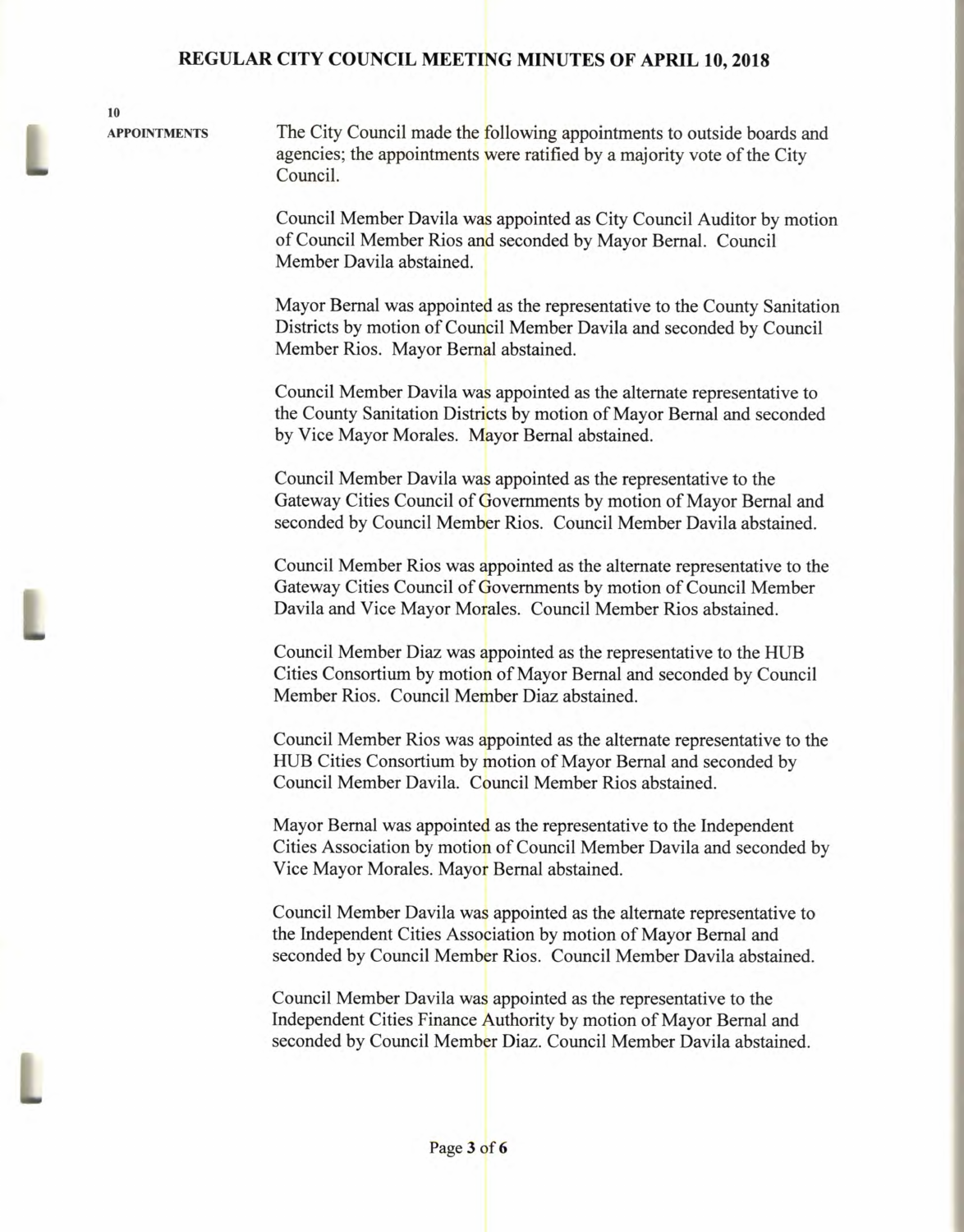**10**

**APPOINTMENTS**

The City Council made the following appointments to outside boards and agencies; the appointments were ratified by a majority vote of the City Council.

Council Member Davila was appointed as City Council Auditor by motion of Council Member Rios and seconded by Mayor Bernal. Council Member Davila abstained.

Mayor Bernal was appointed as the representative to the County Sanitation Districts by motion of Council Member Davila and seconded by Council Member Rios. Mayor Bernal abstained.

Council Member Davila was appointed as the alternate representative to the County Sanitation Districts by motion of Mayor Bernal and seconded by Vice Mayor Morales. Mayor Bernal abstained.

Council Member Davila was appointed as the representative to the Gateway Cities Council of Governments by motion of Mayor Bernal and seconded by Council Member Rios. Council Member Davila abstained.

Council Member Rios was appointed as the alternate representative to the Gateway Cities Council of Governments by motion of Council Member Davila and Vice Mayor Morales. Council Member Rios abstained.

Council Member Diaz was appointed as the representative to the HUB Cities Consortium by motion of Mayor Bernal and seconded by Council Member Rios. Council Member Diaz abstained.

Council Member Rios was appointed as the alternate representative to the HUB Cities Consortium by motion of Mayor Bernal and seconded by Council Member Davila. Council Member Rios abstained.

Mayor Bernal was appointed as the representative to the Independent Cities Association by motion of Council Member Davila and seconded by Vice Mayor Morales. Mayor Bernal abstained.

Council Member Davila was appointed as the alternate representative to the Independent Cities Association by motion of Mayor Bernal and seconded by Council Member Rios. Council Member Davila abstained.

Council Member Davila was appointed as the representative to the Independent Cities Finance Authority by motion of Mayor Bernal and seconded by Council Member Diaz. Council Member Davila abstained.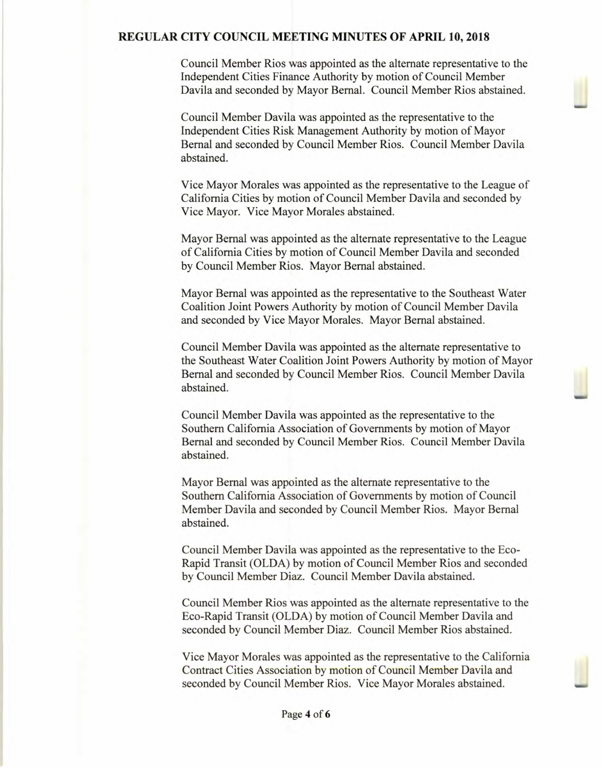Council Member Rios was appointed as the alternate representative to the Independent Cities Finance Authority by motion of Council Member Davila and seconded by Mayor Bernal. Council Member Rios abstained.

Council Member Davila was appointed as the representative to the Independent Cities Risk Management Authority by motion of Mayor Bernal and seconded by Council Member Rios. Council Member Davila abstained.

Vice Mayor Morales was appointed as the representative to the League of California Cities by motion of Council Member Davila and seconded by Vice Mayor. Vice Mayor Morales abstained.

Mayor Bernal was appointed as the alternate representative to the League of California Cities by motion of Council Member Davila and seconded by Council Member Rios. Mayor Bernal abstained.

Mayor Bernal was appointed as the representative to the Southeast Water Coalition Joint Powers Authority by motion of Council Member Davila and seconded by Vice Mayor Morales. Mayor Bernal abstained.

Council Member Davila was appointed as the alternate representative to the Southeast Water Coalition Joint Powers Authority by motion of Mayor Bernal and seconded by Council Member Rios. Council Member Davila abstained.

Council Member Davila was appointed as the representative to the Southern California Association of Governments by motion of Mayor Bernal and seconded by Council Member Rios. Council Member Davila abstained.

Mayor Bernal was appointed as the alternate representative to the Southern California Association of Governments by motion of Council Member Davila and seconded by Council Member Rios. Mayor Bernal abstained.

Council Member Davila was appointed as the representative to the Eco-Rapid Transit (OLDA) by motion of Council Member Rios and seconded by Council Member Diaz. Council Member Davila abstained.

Council Member Rios was appointed as the alternate representative to the Eco-Rapid Transit (OLDA) by motion of Council Member Davila and seconded by Council Member Diaz. Council Member Rios abstained.

Vice Mayor Morales was appointed as the representative to the California Contract Cities Association by motion of Council Member Davila and seconded by Council Member Rios. Vice Mayor Morales abstained.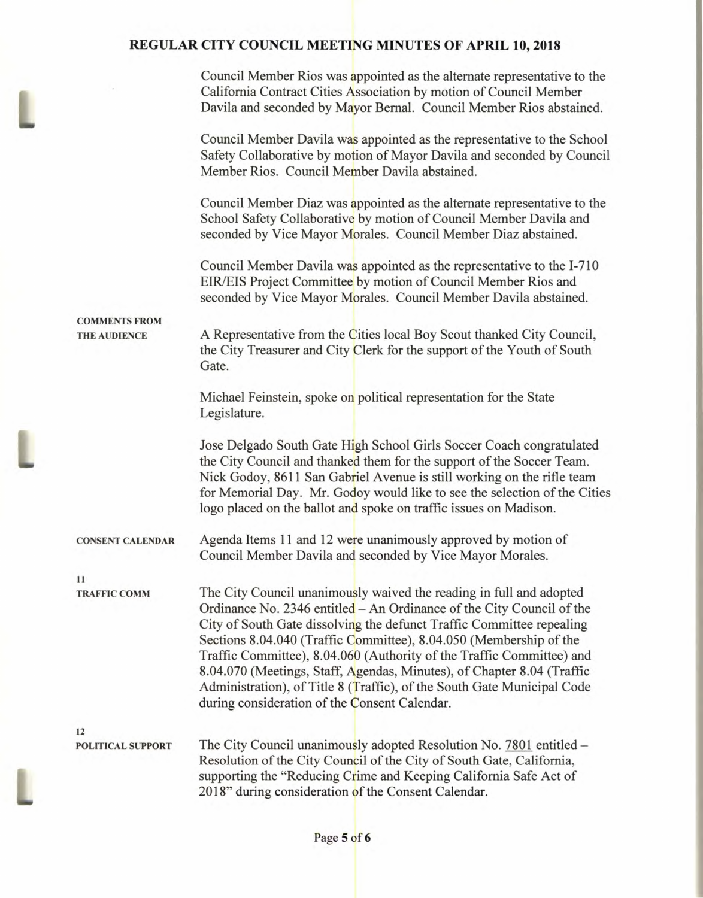Council Member Rios was appointed as the alternate representative to the California Contract Cities Association by motion of Council Member Davila and seconded by Mayor Bernal. Council Member Rios abstained.

Council Member Davila was appointed as the representative to the School Safety Collaborative by motion of Mayor Davila and seconded by Council Member Rios. Council Member Davila abstained.

Council Member Diaz was appointed as the alternate representative to the School Safety Collaborative by motion of Council Member Davila and seconded by Vice Mayor Morales. Council Member Diaz abstained.

Council Member Davila was appointed as the representative to the I-710 EIR/EIS Project Committee by motion of Council Member Rios and seconded by Vice Mayor Morales. Council Member Davila abstained.

**COMMENTS FROM THE AUDIENCE**

A Representative from the Cities local Boy Scout thanked City Council, the City Treasurer and City Clerk for the support of the Youth of South Gate.

Michael Feinstein, spoke on political representation for the State Legislature.

Jose Delgado South Gate High School Girls Soccer Coach congratulated the City Council and thanked them for the support of the Soccer Team. Nick Godoy, 8611 San Gabriel Avenue is still working on the rifle team for Memorial Day. Mr. Godoy would like to see the selection of the Cities logo placed on the ballot and spoke on traffic issues on Madison.

**CONSENT CALENDAR**

Agenda Items 11 and 12 were unanimously approved by motion of Council Member Davila and seconded by Vice Mayor Morales.

**11**
**TRAFFIC COMM**

The City Council unanimously waived the reading in full and adopted Ordinance No. 2346 entitled – An Ordinance of the City Council of the City of South Gate dissolving the defunct Traffic Committee repealing Sections 8.04.040 (Traffic Committee), 8.04.050 (Membership of the Traffic Committee), 8.04.060 (Authority of the Traffic Committee) and 8.04.070 (Meetings, Staff, Agendas, Minutes), of Chapter 8.04 (Traffic Administration), of Title 8 (Traffic), of the South Gate Municipal Code during consideration of the Consent Calendar.

**12**
**POLITICAL SUPPORT**

The City Council unanimously adopted Resolution No. 7801 entitled – Resolution of the City Council of the City of South Gate, California, supporting the "Reducing Crime and Keeping California Safe Act of 2018" during consideration of the Consent Calendar.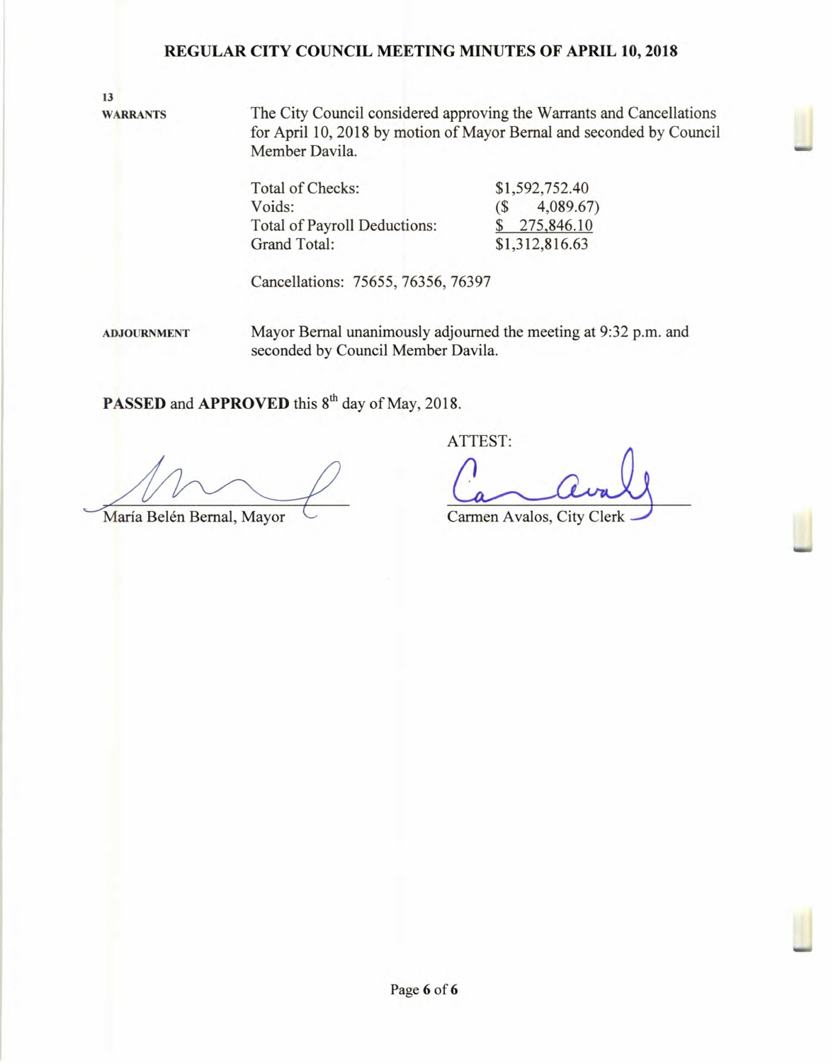## REGULAR CITY COUNCIL MEETING MINUTES OF APRIL 10, 2018

**13**
**WARRANTS**

The City Council considered approving the Warrants and Cancellations for April 10, 2018 by motion of Mayor Bernal and seconded by Council Member Davila.

| | |
|---|---|
| Total of Checks: | $1,592,752.40 |
| Voids: | ($ 4,089.67) |
| Total of Payroll Deductions: | $ 275,846.10 |
| Grand Total: | $1,312,816.63 |

Cancellations: 75655, 76356, 76397

**ADJOURNMENT**

Mayor Bernal unanimously adjourned the meeting at 9:32 p.m. and seconded by Council Member Davila.

**PASSED** and **APPROVED** this 8th day of May, 2018.

María Belén Bernal, Mayor

ATTEST:

Carmen Avalos, City Clerk